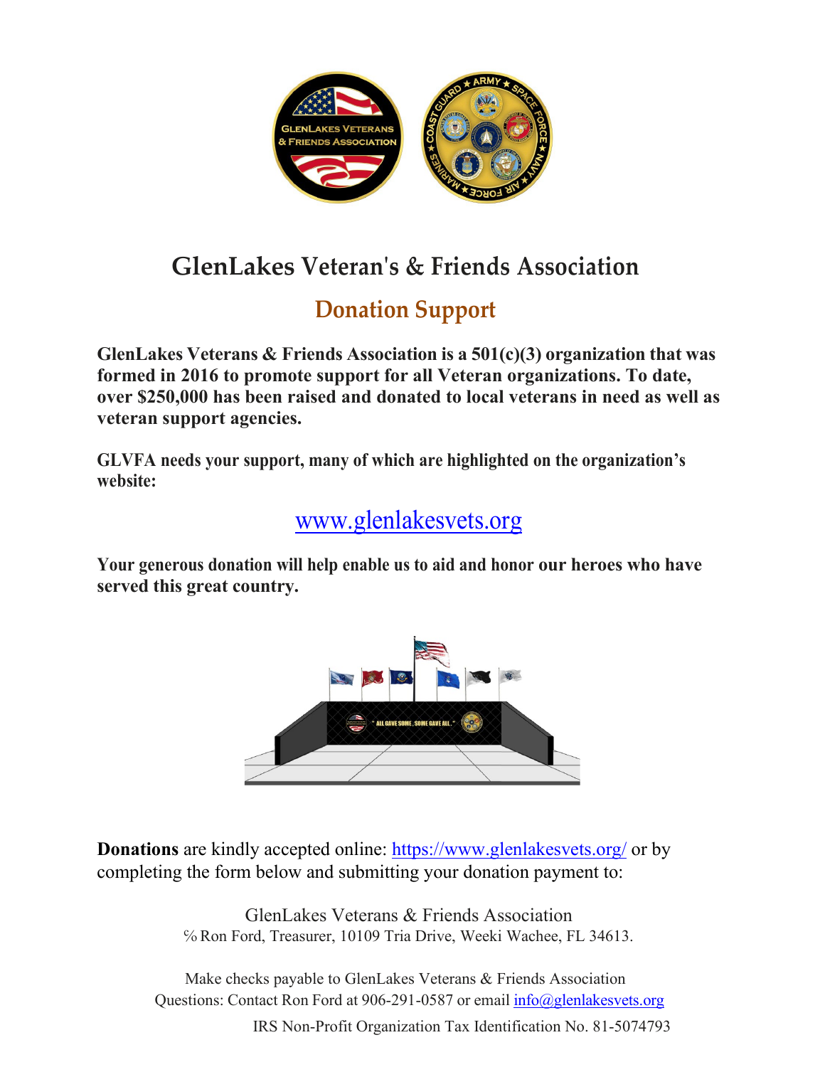# GlenLakes Veteran's & Friends Association

## Donation Support

**GlenLakes Veterans & Friends Association is a 501(c)(3) organization that was formed in 2016 to promote support for all Veteran organizations. To date, over $250,000 has been raised and donated to local veterans in need as well as veteran support agencies.**

**GLVFA needs your support, many of which are highlighted on the organization's website:**

[www.glenlakesvets.org](http://www.glenlakesvets.org)

**Your generous donation will help enable us to aid and honor our heroes who have served this great country.**

**Donations** are kindly accepted online: [https://www.glenlakesvets.org/](https://www.glenlakesvets.org/) or by completing the form below and submitting your donation payment to:

GlenLakes Veterans & Friends Association
℅ Ron Ford, Treasurer, 10109 Tria Drive, Weeki Wachee, FL 34613.

Make checks payable to GlenLakes Veterans & Friends Association
Questions: Contact Ron Ford at 906-291-0587 or email [info@glenlakesvets.org](mailto:info@glenlakesvets.org)

IRS Non-Profit Organization Tax Identification No. 81-5074793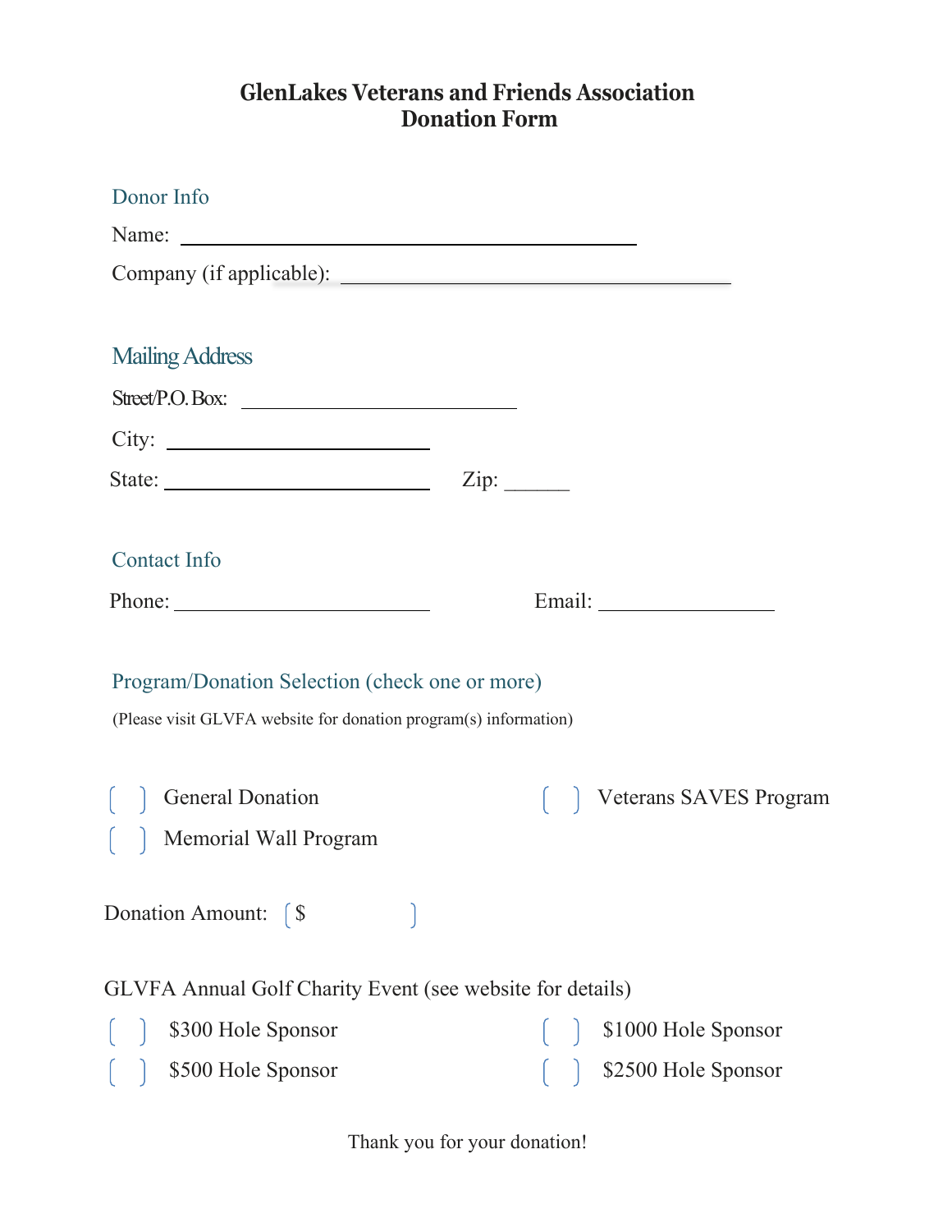# GlenLakes Veterans and Friends Association
# Donation Form

## Donor Info

Name: ______________________________________

Company (if applicable): ______________________________

## Mailing Address

Street/P.O. Box: ________________________

City: ______________________

State: ______________________ Zip: ______

## Contact Info

Phone: ______________________ Email: ________________

## Program/Donation Selection (check one or more)

(Please visit GLVFA website for donation program(s) information)

- [ ] General Donation
- [ ] Veterans SAVES Program
- [ ] Memorial Wall Program

Donation Amount: [ $ ]

GLVFA Annual Golf Charity Event (see website for details)

- [ ] $300 Hole Sponsor
- [ ] $1000 Hole Sponsor
- [ ] $500 Hole Sponsor
- [ ] $2500 Hole Sponsor

Thank you for your donation!